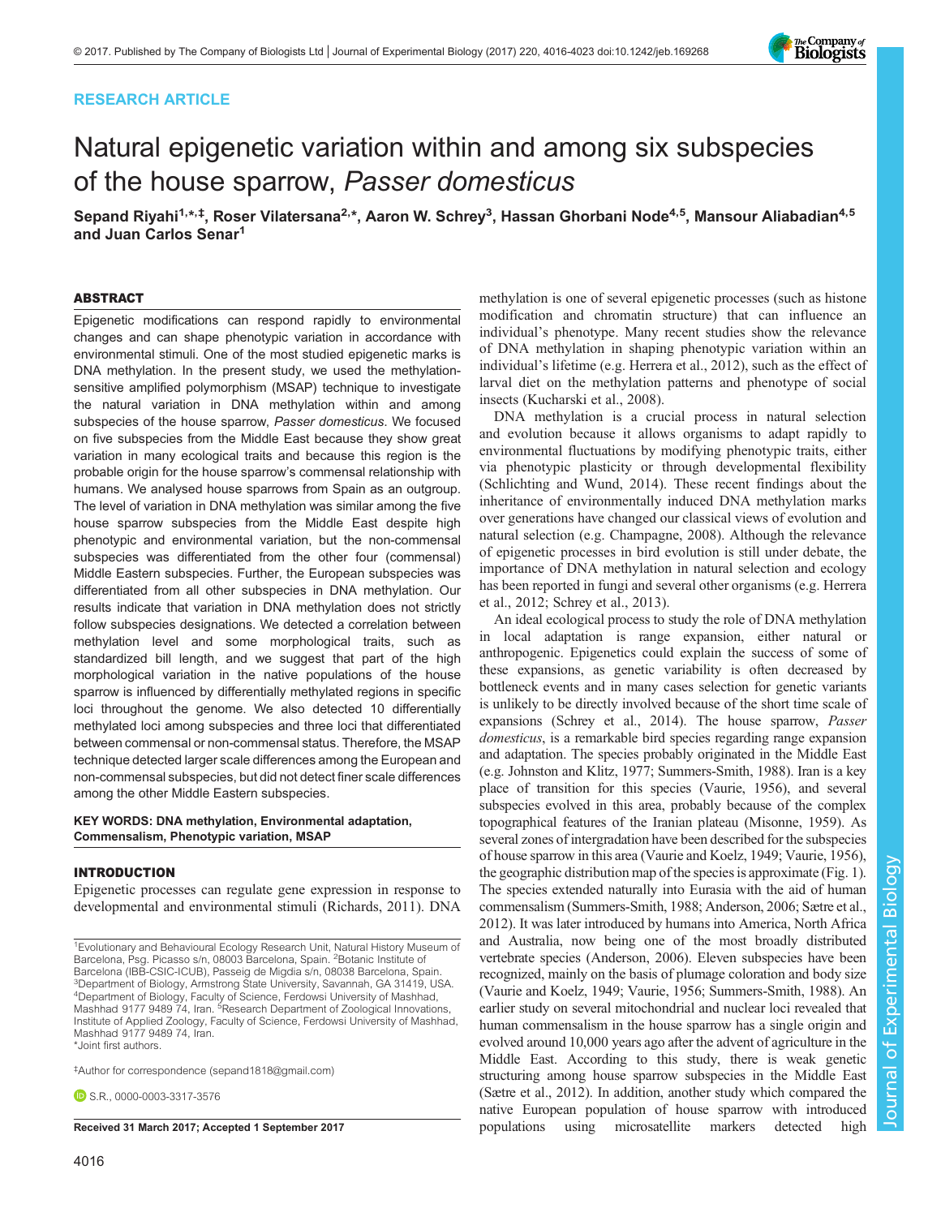RESEARCH ARTICLE

# Natural epigenetic variation within and among six subspecies of the house sparrow, *Passer domesticus*

Sepand Riyahi[1,*,‡], Roser Vilatersana[2,*], Aaron W. Schrey[3], Hassan Ghorbani Node[4,5], Mansour Aliabadian[4,5] and Juan Carlos Senar[1]

## ABSTRACT

Epigenetic modifications can respond rapidly to environmental changes and can shape phenotypic variation in accordance with environmental stimuli. One of the most studied epigenetic marks is DNA methylation. In the present study, we used the methylation-sensitive amplified polymorphism (MSAP) technique to investigate the natural variation in DNA methylation within and among subspecies of the house sparrow, *Passer domesticus*. We focused on five subspecies from the Middle East because they show great variation in many ecological traits and because this region is the probable origin for the house sparrow's commensal relationship with humans. We analysed house sparrows from Spain as an outgroup. The level of variation in DNA methylation was similar among the five house sparrow subspecies from the Middle East despite high phenotypic and environmental variation, but the non-commensal subspecies was differentiated from the other four (commensal) Middle Eastern subspecies. Further, the European subspecies was differentiated from all other subspecies in DNA methylation. Our results indicate that variation in DNA methylation does not strictly follow subspecies designations. We detected a correlation between methylation level and some morphological traits, such as standardized bill length, and we suggest that part of the high morphological variation in the native populations of the house sparrow is influenced by differentially methylated regions in specific loci throughout the genome. We also detected 10 differentially methylated loci among subspecies and three loci that differentiated between commensal or non-commensal status. Therefore, the MSAP technique detected larger scale differences among the European and non-commensal subspecies, but did not detect finer scale differences among the other Middle Eastern subspecies.

**KEY WORDS: DNA methylation, Environmental adaptation, Commensalism, Phenotypic variation, MSAP**

## INTRODUCTION

Epigenetic processes can regulate gene expression in response to developmental and environmental stimuli (Richards, 2011). DNA methylation is one of several epigenetic processes (such as histone modification and chromatin structure) that can influence an individual's phenotype. Many recent studies show the relevance of DNA methylation in shaping phenotypic variation within an individual's lifetime (e.g. Herrera et al., 2012), such as the effect of larval diet on the methylation patterns and phenotype of social insects (Kucharski et al., 2008).

DNA methylation is a crucial process in natural selection and evolution because it allows organisms to adapt rapidly to environmental fluctuations by modifying phenotypic traits, either via phenotypic plasticity or through developmental flexibility (Schlichting and Wund, 2014). These recent findings about the inheritance of environmentally induced DNA methylation marks over generations have changed our classical views of evolution and natural selection (e.g. Champagne, 2008). Although the relevance of epigenetic processes in bird evolution is still under debate, the importance of DNA methylation in natural selection and ecology has been reported in fungi and several other organisms (e.g. Herrera et al., 2012; Schrey et al., 2013).

An ideal ecological process to study the role of DNA methylation in local adaptation is range expansion, either natural or anthropogenic. Epigenetics could explain the success of some of these expansions, as genetic variability is often decreased by bottleneck events and in many cases selection for genetic variants is unlikely to be directly involved because of the short time scale of expansions (Schrey et al., 2014). The house sparrow, *Passer domesticus*, is a remarkable bird species regarding range expansion and adaptation. The species probably originated in the Middle East (e.g. Johnston and Klitz, 1977; Summers-Smith, 1988). Iran is a key place of transition for this species (Vaurie, 1956), and several subspecies evolved in this area, probably because of the complex topographical features of the Iranian plateau (Misonne, 1959). As several zones of intergradation have been described for the subspecies of house sparrow in this area (Vaurie and Koelz, 1949; Vaurie, 1956), the geographic distribution map of the species is approximate (Fig. 1). The species extended naturally into Eurasia with the aid of human commensalism (Summers-Smith, 1988; Anderson, 2006; Sætre et al., 2012). It was later introduced by humans into America, North Africa and Australia, now being one of the most broadly distributed vertebrate species (Anderson, 2006). Eleven subspecies have been recognized, mainly on the basis of plumage coloration and body size (Vaurie and Koelz, 1949; Vaurie, 1956; Summers-Smith, 1988). An earlier study on several mitochondrial and nuclear loci revealed that human commensalism in the house sparrow has a single origin and evolved around 10,000 years ago after the advent of agriculture in the Middle East. According to this study, there is weak genetic structuring among house sparrow subspecies in the Middle East (Sætre et al., 2012). In addition, another study which compared the native European population of house sparrow with introduced populations using microsatellite markers detected high

---

[1]Evolutionary and Behavioural Ecology Research Unit, Natural History Museum of Barcelona, Psg. Picasso s/n, 08003 Barcelona, Spain. [2]Botanic Institute of Barcelona (IBB-CSIC-ICUB), Passeig de Migdia s/n, 08038 Barcelona, Spain. [3]Department of Biology, Armstrong State University, Savannah, GA 31419, USA. [4]Department of Biology, Faculty of Science, Ferdowsi University of Mashhad, Mashhad 9177 9489 74, Iran. [5]Research Department of Zoological Innovations, Institute of Applied Zoology, Faculty of Science, Ferdowsi University of Mashhad, Mashhad 9177 9489 74, Iran.
*Joint first authors.

‡Author for correspondence (sepand1818@gmail.com)

S.R., 0000-0003-3317-3576

**Received 31 March 2017; Accepted 1 September 2017**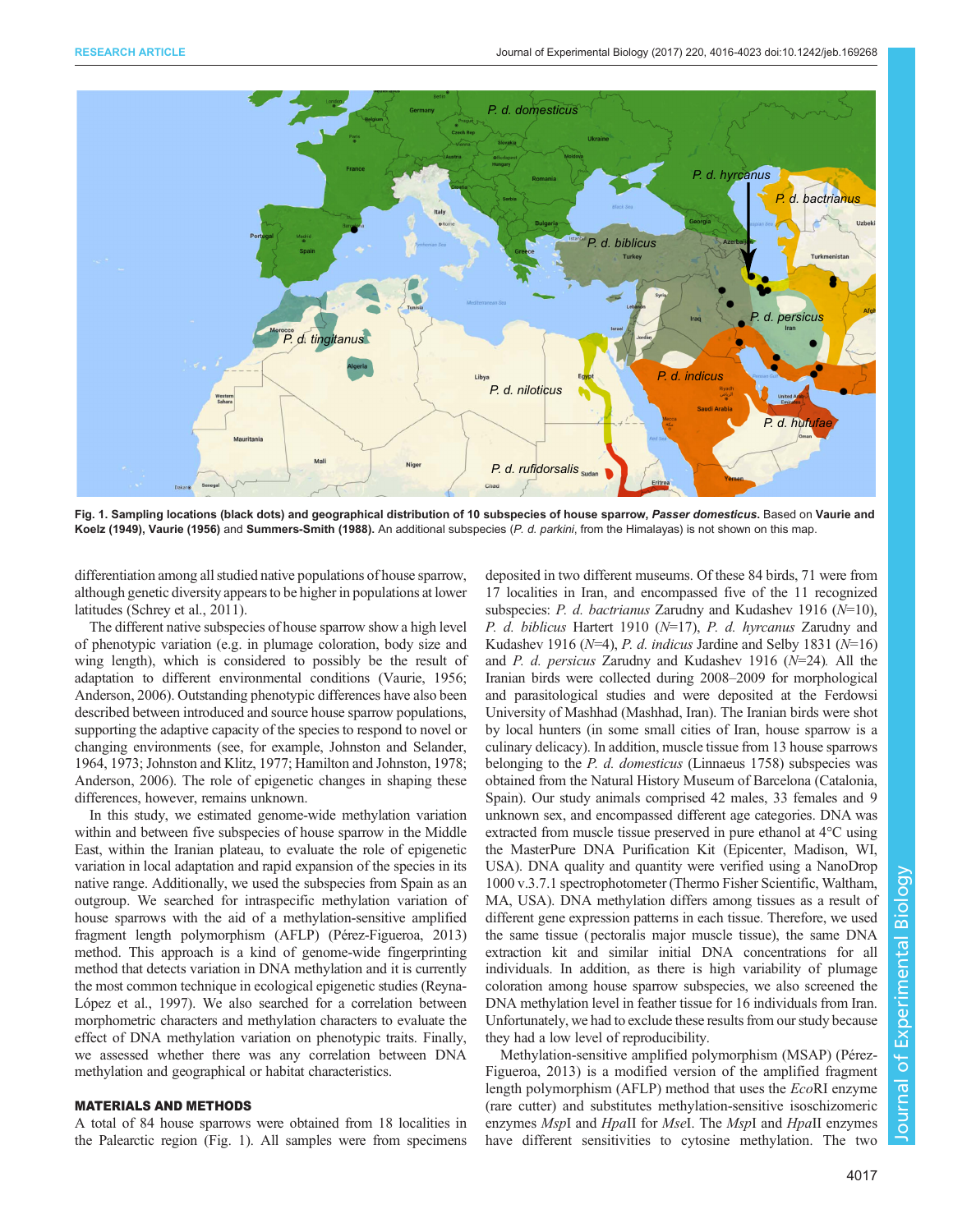Fig. 1. Sampling locations (black dots) and geographical distribution of 10 subspecies of house sparrow, *Passer domesticus*. Based on Vaurie and Koelz (1949), Vaurie (1956) and Summers-Smith (1988). An additional subspecies (*P. d. parkini*, from the Himalayas) is not shown on this map.

differentiation among all studied native populations of house sparrow, although genetic diversity appears to be higher in populations at lower latitudes (Schrey et al., 2011).

The different native subspecies of house sparrow show a high level of phenotypic variation (e.g. in plumage coloration, body size and wing length), which is considered to possibly be the result of adaptation to different environmental conditions (Vaurie, 1956; Anderson, 2006). Outstanding phenotypic differences have also been described between introduced and source house sparrow populations, supporting the adaptive capacity of the species to respond to novel or changing environments (see, for example, Johnston and Selander, 1964, 1973; Johnston and Klitz, 1977; Hamilton and Johnston, 1978; Anderson, 2006). The role of epigenetic changes in shaping these differences, however, remains unknown.

In this study, we estimated genome-wide methylation variation within and between five subspecies of house sparrow in the Middle East, within the Iranian plateau, to evaluate the role of epigenetic variation in local adaptation and rapid expansion of the species in its native range. Additionally, we used the subspecies from Spain as an outgroup. We searched for intraspecific methylation variation of house sparrows with the aid of a methylation-sensitive amplified fragment length polymorphism (AFLP) (Pérez-Figueroa, 2013) method. This approach is a kind of genome-wide fingerprinting method that detects variation in DNA methylation and it is currently the most common technique in ecological epigenetic studies (Reyna-López et al., 1997). We also searched for a correlation between morphometric characters and methylation characters to evaluate the effect of DNA methylation variation on phenotypic traits. Finally, we assessed whether there was any correlation between DNA methylation and geographical or habitat characteristics.

## MATERIALS AND METHODS

A total of 84 house sparrows were obtained from 18 localities in the Palearctic region (Fig. 1). All samples were from specimens deposited in two different museums. Of these 84 birds, 71 were from 17 localities in Iran, and encompassed five of the 11 recognized subspecies: *P. d. bactrianus* Zarudny and Kudashev 1916 ($N$=10), *P. d. biblicus* Hartert 1910 ($N$=17), *P. d. hyrcanus* Zarudny and Kudashev 1916 ($N$=4), *P. d. indicus* Jardine and Selby 1831 ($N$=16) and *P. d. persicus* Zarudny and Kudashev 1916 ($N$=24). All the Iranian birds were collected during 2008–2009 for morphological and parasitological studies and were deposited at the Ferdowsi University of Mashhad (Mashhad, Iran). The Iranian birds were shot by local hunters (in some small cities of Iran, house sparrow is a culinary delicacy). In addition, muscle tissue from 13 house sparrows belonging to the *P. d. domesticus* (Linnaeus 1758) subspecies was obtained from the Natural History Museum of Barcelona (Catalonia, Spain). Our study animals comprised 42 males, 33 females and 9 unknown sex, and encompassed different age categories. DNA was extracted from muscle tissue preserved in pure ethanol at 4°C using the MasterPure DNA Purification Kit (Epicenter, Madison, WI, USA). DNA quality and quantity were verified using a NanoDrop 1000 v.3.7.1 spectrophotometer (Thermo Fisher Scientific, Waltham, MA, USA). DNA methylation differs among tissues as a result of different gene expression patterns in each tissue. Therefore, we used the same tissue (pectoralis major muscle tissue), the same DNA extraction kit and similar initial DNA concentrations for all individuals. In addition, as there is high variability of plumage coloration among house sparrow subspecies, we also screened the DNA methylation level in feather tissue for 16 individuals from Iran. Unfortunately, we had to exclude these results from our study because they had a low level of reproducibility.

Methylation-sensitive amplified polymorphism (MSAP) (Pérez-Figueroa, 2013) is a modified version of the amplified fragment length polymorphism (AFLP) method that uses the *Eco*RI enzyme (rare cutter) and substitutes methylation-sensitive isoschizomeric enzymes *Msp*I and *Hpa*II for *Mse*I. The *Msp*I and *Hpa*II enzymes have different sensitivities to cytosine methylation. The two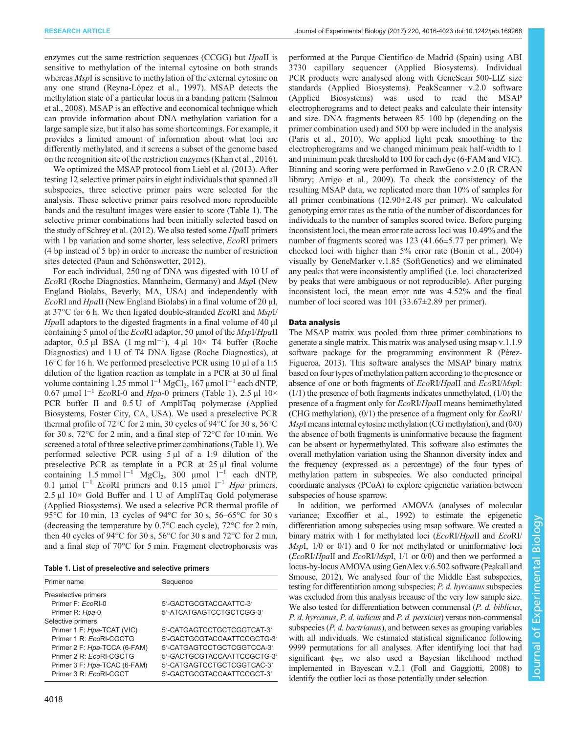enzymes cut the same restriction sequences (CCGG) but *Hpa*II is sensitive to methylation of the internal cytosine on both strands whereas *Msp*I is sensitive to methylation of the external cytosine on any one strand (Reyna-López et al., 1997). MSAP detects the methylation state of a particular locus in a banding pattern (Salmon et al., 2008). MSAP is an effective and economical technique which can provide information about DNA methylation variation for a large sample size, but it also has some shortcomings. For example, it provides a limited amount of information about what loci are differently methylated, and it screens a subset of the genome based on the recognition site of the restriction enzymes (Khan et al., 2016).

We optimized the MSAP protocol from Liebl et al. (2013). After testing 12 selective primer pairs in eight individuals that spanned all subspecies, three selective primer pairs were selected for the analysis. These selective primer pairs resolved more reproducible bands and the resultant images were easier to score (Table 1). The selective primer combinations had been initially selected based on the study of Schrey et al. (2012). We also tested some *Hpa*II primers with 1 bp variation and some shorter, less selective, *Eco*RI primers (4 bp instead of 5 bp) in order to increase the number of restriction sites detected (Paun and Schönswetter, 2012).

For each individual, 250 ng of DNA was digested with 10 U of *Eco*RI (Roche Diagnostics, Mannheim, Germany) and *Msp*I (New England Biolabs, Beverly, MA, USA) and independently with *Eco*RI and *Hpa*II (New England Biolabs) in a final volume of 20 µl, at 37°C for 6 h. We then ligated double-stranded *Eco*RI and *Msp*I/*Hpa*II adaptors to the digested fragments in a final volume of 40 µl containing 5 µmol of the *Eco*RI adaptor, 50 µmol of the *Msp*I/*Hpa*II adaptor, 0.5 µl BSA (1 mg ml$^{-1}$), 4 µl 10× T4 buffer (Roche Diagnostics) and 1 U of T4 DNA ligase (Roche Diagnostics), at 16°C for 16 h. We performed preselective PCR using 10 µl of a 1:5 dilution of the ligation reaction as template in a PCR at 30 µl final volume containing 1.25 mmol l$^{-1}$ $MgCl_2$, 167 µmol l$^{-1}$ each dNTP, 0.67 µmol l$^{-1}$ *Eco*RI-0 and *Hpa*-0 primers (Table 1), 2.5 µl 10× PCR buffer II and 0.5 U of AmpliTaq polymerase (Applied Biosystems, Foster City, CA, USA). We used a preselective PCR thermal profile of 72°C for 2 min, 30 cycles of 94°C for 30 s, 56°C for 30 s, 72°C for 2 min, and a final step of 72°C for 10 min. We screened a total of three selective primer combinations (Table 1). We performed selective PCR using 5 µl of a 1:9 dilution of the preselective PCR as template in a PCR at 25 µl final volume containing 1.5 mmol l$^{-1}$ $MgCl_2$, 300 µmol l$^{-1}$ each dNTP, 0.1 µmol l$^{-1}$ *Eco*RI primers and 0.15 µmol l$^{-1}$ *Hpa* primers, 2.5 µl 10× Gold Buffer and 1 U of AmpliTaq Gold polymerase (Applied Biosystems). We used a selective PCR thermal profile of 95°C for 10 min, 13 cycles of 94°C for 30 s, 56–65°C for 30 s (decreasing the temperature by 0.7°C each cycle), 72°C for 2 min, then 40 cycles of 94°C for 30 s, 56°C for 30 s and 72°C for 2 min, and a final step of 70°C for 5 min. Fragment electrophoresis was performed at the Parque Cientifico de Madrid (Spain) using ABI 3730 capillary sequencer (Applied Biosystems). Individual PCR products were analysed along with GeneScan 500-LIZ size standards (Applied Biosystems). PeakScanner v.2.0 software (Applied Biosystems) was used to read the MSAP electropherograms and to detect peaks and calculate their intensity and size. DNA fragments between 85–100 bp (depending on the primer combination used) and 500 bp were included in the analysis (Paris et al., 2010). We applied light peak smoothing to the electropherograms and we changed minimum peak half-width to 1 and minimum peak threshold to 100 for each dye (6-FAM and VIC). Binning and scoring were performed in RawGeno v.2.0 (R CRAN library; Arrigo et al., 2009). To check the consistency of the resulting MSAP data, we replicated more than 10% of samples for all primer combinations (12.90±2.48 per primer). We calculated genotyping error rates as the ratio of the number of discordances for individuals to the number of samples scored twice. Before purging inconsistent loci, the mean error rate across loci was 10.49% and the number of fragments scored was 123 (41.66±5.77 per primer). We checked loci with higher than 5% error rate (Bonin et al., 2004) visually by GeneMarker v.1.85 (SoftGenetics) and we eliminated any peaks that were inconsistently amplified (i.e. loci characterized by peaks that were ambiguous or not reproducible). After purging inconsistent loci, the mean error rate was 4.52% and the final number of loci scored was 101 (33.67±2.89 per primer).

**Table 1. List of preselective and selective primers**

| Primer name | Sequence |
|---|---|
| Preselective primers | |
| Primer F: *Eco*RI-0 | 5′-GACTGCGTACCAATTC-3′ |
| Primer R: *Hpa*-0 | 5′-ATCATGAGTCCTGCTCGG-3′ |
| Selective primers | |
| Primer 1 F: *Hpa*-TCAT (VIC) | 5′-CATGAGTCCTGCTCGGTCAT-3′ |
| Primer 1 R: *Eco*RI-CGCTG | 5′-GACTGCGTACCAATTCCGCTG-3′ |
| Primer 2 F: *Hpa*-TCCA (6-FAM) | 5′-CATGAGTCCTGCTCGGTCCA-3′ |
| Primer 2 R: *Eco*RI-CGCTG | 5′-GACTGCGTACCAATTCCGCTG-3′ |
| Primer 3 F: *Hpa*-TCAC (6-FAM) | 5′-CATGAGTCCTGCTCGGTCAC-3′ |
| Primer 3 R: *Eco*RI-CGCT | 5′-GACTGCGTACCAATTCCGCT-3′ |

## Data analysis

The MSAP matrix was pooled from three primer combinations to generate a single matrix. This matrix was analysed using msap v.1.1.9 software package for the programming environment R (Pérez-Figueroa, 2013). This software analyses the MSAP binary matrix based on four types of methylation pattern according to the presence or absence of one or both fragments of *Eco*RI/*Hpa*II and *Eco*RI/*Msp*I: (1/1) the presence of both fragments indicates unmethylated, (1/0) the presence of a fragment only for *Eco*RI/*Hpa*II means hemimethylated (CHG methylation), (0/1) the presence of a fragment only for *Eco*RI/*Msp*I means internal cytosine methylation (CG methylation), and (0/0) the absence of both fragments is uninformative because the fragment can be absent or hypermethylated. This software also estimates the overall methylation variation using the Shannon diversity index and the frequency (expressed as a percentage) of the four types of methylation pattern in subspecies. We also conducted principal coordinate analyses (PCoA) to explore epigenetic variation between subspecies of house sparrow.

In addition, we performed AMOVA (analyses of molecular variance; Excoffier et al., 1992) to estimate the epigenetic differentiation among subspecies using msap software. We created a binary matrix with 1 for methylated loci (*Eco*RI/*Hpa*II and *Eco*RI/*Msp*I, 1/0 or 0/1) and 0 for not methylated or uninformative loci (*Eco*RI/*Hpa*II and *Eco*RI/*Msp*I, 1/1 or 0/0) and then we performed a locus-by-locus AMOVA using GenAlex v.6.502 software (Peakall and Smouse, 2012). We analysed four of the Middle East subspecies, testing for differentiation among subspecies; *P. d. hyrcanus* subspecies was excluded from this analysis because of the very low sample size. We also tested for differentiation between commensal (*P. d. biblicus*, *P. d. hyrcanus*, *P. d. indicus* and *P. d. persicus*) versus non-commensal subspecies (*P. d. bactrianus*), and between sexes as grouping variables with all individuals. We estimated statistical significance following 9999 permutations for all analyses. After identifying loci that had significant $\phi_{ST}$, we also used a Bayesian likelihood method implemented in Bayescan v.2.1 (Foll and Gaggiotti, 2008) to identify the outlier loci as those potentially under selection.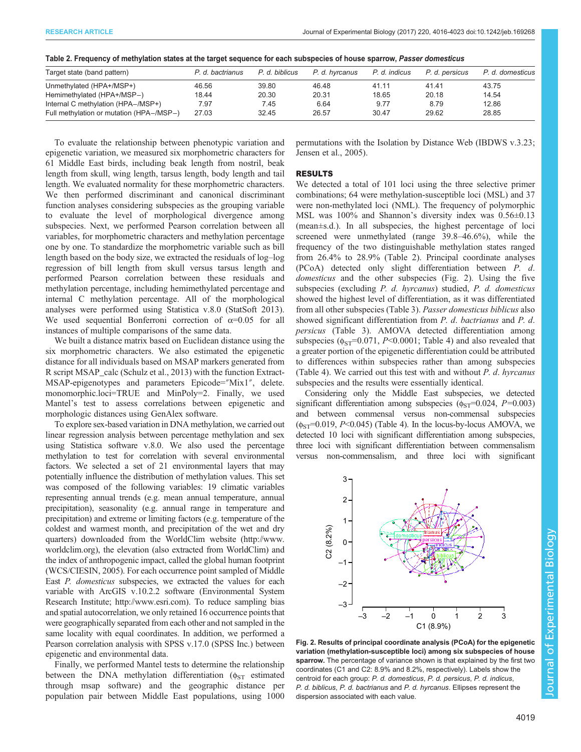**Table 2. Frequency of methylation states at the target sequence for each subspecies of house sparrow, *Passer domesticus***

| Target state (band pattern) | *P. d. bactrianus* | *P. d. biblicus* | *P. d. hyrcanus* | *P. d. indicus* | *P. d. persicus* | *P. d. domesticus* |
|---|---|---|---|---|---|---|
| Unmethylated (HPA+/MSP+) | 46.56 | 39.80 | 46.48 | 41.11 | 41.41 | 43.75 |
| Hemimethylated (HPA+/MSP−) | 18.44 | 20.30 | 20.31 | 18.65 | 20.18 | 14.54 |
| Internal C methylation (HPA−/MSP+) | 7.97 | 7.45 | 6.64 | 9.77 | 8.79 | 12.86 |
| Full methylation or mutation (HPA−/MSP−) | 27.03 | 32.45 | 26.57 | 30.47 | 29.62 | 28.85 |

To evaluate the relationship between phenotypic variation and epigenetic variation, we measured six morphometric characters for 61 Middle East birds, including beak length from nostril, beak length from skull, wing length, tarsus length, body length and tail length. We evaluated normality for these morphometric characters. We then performed discriminant and canonical discriminant function analyses considering subspecies as the grouping variable to evaluate the level of morphological divergence among subspecies. Next, we performed Pearson correlation between all variables, for morphometric characters and methylation percentage one by one. To standardize the morphometric variable such as bill length based on the body size, we extracted the residuals of log–log regression of bill length from skull versus tarsus length and performed Pearson correlation between these residuals and methylation percentage, including hemimethylated percentage and internal C methylation percentage. All of the morphological analyses were performed using Statistica v.8.0 (StatSoft 2013). We used sequential Bonferroni correction of $\alpha$=0.05 for all instances of multiple comparisons of the same data.

We built a distance matrix based on Euclidean distance using the six morphometric characters. We also estimated the epigenetic distance for all individuals based on MSAP markers generated from R script MSAP_calc (Schulz et al., 2013) with the function Extract-MSAP-epigenotypes and parameters Epicode=″Mix1″, delete. monomorphic.loci=TRUE and MinPoly=2. Finally, we used Mantel's test to assess correlations between epigenetic and morphologic distances using GenAlex software.

To explore sex-based variation in DNA methylation, we carried out linear regression analysis between percentage methylation and sex using Statistica software v.8.0. We also used the percentage methylation to test for correlation with several environmental factors. We selected a set of 21 environmental layers that may potentially influence the distribution of methylation values. This set was composed of the following variables: 19 climatic variables representing annual trends (e.g. mean annual temperature, annual precipitation), seasonality (e.g. annual range in temperature and precipitation) and extreme or limiting factors (e.g. temperature of the coldest and warmest month, and precipitation of the wet and dry quarters) downloaded from the WorldClim website (http://www.worldclim.org), the elevation (also extracted from WorldClim) and the index of anthropogenic impact, called the global human footprint (WCS/CIESIN, 2005). For each occurrence point sampled of Middle East *P. domesticus* subspecies, we extracted the values for each variable with ArcGIS v.10.2.2 software (Environmental System Research Institute; http://www.esri.com). To reduce sampling bias and spatial autocorrelation, we only retained 16 occurrence points that were geographically separated from each other and not sampled in the same locality with equal coordinates. In addition, we performed a Pearson correlation analysis with SPSS v.17.0 (SPSS Inc.) between epigenetic and environmental data.

Finally, we performed Mantel tests to determine the relationship between the DNA methylation differentiation ($\phi_{ST}$ estimated through msap software) and the geographic distance per population pair between Middle East populations, using 1000 permutations with the Isolation by Distance Web (IBDWS v.3.23; Jensen et al., 2005).

## RESULTS

We detected a total of 101 loci using the three selective primer combinations; 64 were methylation-susceptible loci (MSL) and 37 were non-methylated loci (NML). The frequency of polymorphic MSL was 100% and Shannon's diversity index was 0.56±0.13 (mean±s.d.). In all subspecies, the highest percentage of loci screened were unmethylated (range 39.8–46.6%), while the frequency of the two distinguishable methylation states ranged from 26.4% to 28.9% (Table 2). Principal coordinate analyses (PCoA) detected only slight differentiation between *P. d. domesticus* and the other subspecies (Fig. 2). Using the five subspecies (excluding *P. d. hyrcanus*) studied, *P. d. domesticus* showed the highest level of differentiation, as it was differentiated from all other subspecies (Table 3). *Passer domesticus biblicus* also showed significant differentiation from *P. d. bactrianus* and *P. d. persicus* (Table 3). AMOVA detected differentiation among subspecies ($\phi_{ST}$=0.071, $P$<0.0001; Table 4) and also revealed that a greater portion of the epigenetic differentiation could be attributed to differences within subspecies rather than among subspecies (Table 4). We carried out this test with and without *P. d. hyrcanus* subspecies and the results were essentially identical.

Considering only the Middle East subspecies, we detected significant differentiation among subspecies ($\phi_{ST}$=0.024, $P$=0.003) and between commensal versus non-commensal subspecies ($\phi_{ST}$=0.019, $P$<0.045) (Table 4). In the locus-by-locus AMOVA, we detected 10 loci with significant differentiation among subspecies, three loci with significant differentiation between commensalism versus non-commensalism, and three loci with significant

**Fig. 2. Results of principal coordinate analysis (PCoA) for the epigenetic variation (methylation-susceptible loci) among six subspecies of house sparrow.** The percentage of variance shown is that explained by the first two coordinates (C1 and C2: 8.9% and 8.2%, respectively). Labels show the centroid for each group: *P. d. domesticus*, *P. d. persicus*, *P. d. indicus*, *P. d. biblicus*, *P. d. bactrianus* and *P. d. hyrcanus*. Ellipses represent the dispersion associated with each value.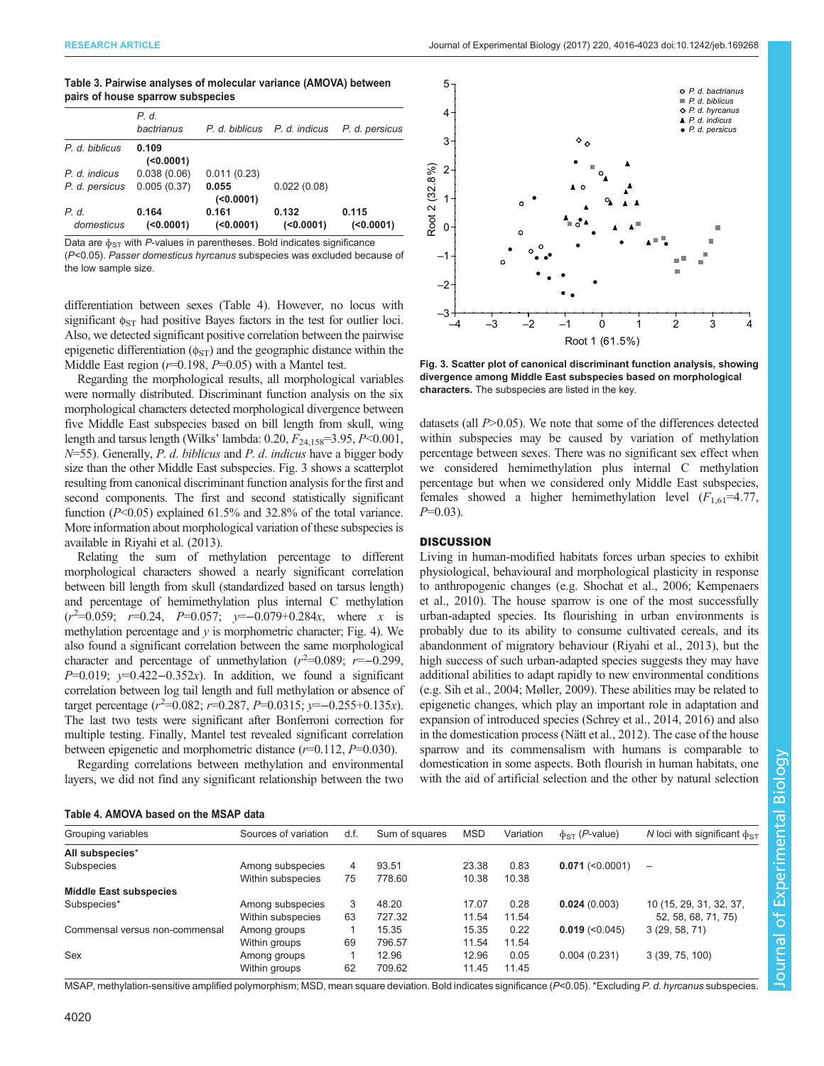**Table 3. Pairwise analyses of molecular variance (AMOVA) between pairs of house sparrow subspecies**

| | *P. d. bactrianus* | *P. d. biblicus* | *P. d. indicus* | *P. d. persicus* |
|---|---|---|---|---|
| *P. d. biblicus* | **0.109 (<0.0001)** | | | |
| *P. d. indicus* | 0.038 (0.06) | 0.011 (0.23) | | |
| *P. d. persicus* | 0.005 (0.37) | **0.055 (<0.0001)** | 0.022 (0.08) | |
| *P. d. domesticus* | **0.164 (<0.0001)** | **0.161 (<0.0001)** | **0.132 (<0.0001)** | **0.115 (<0.0001)** |

Data are $\phi_{ST}$ with *P*-values in parentheses. Bold indicates significance ($P<0.05$). *Passer domesticus hyrcanus* subspecies was excluded because of the low sample size.

differentiation between sexes (Table 4). However, no locus with significant $\phi_{ST}$ had positive Bayes factors in the test for outlier loci. Also, we detected significant positive correlation between the pairwise epigenetic differentiation ($\phi_{ST}$) and the geographic distance within the Middle East region ($r=0.198$, $P=0.05$) with a Mantel test.

Regarding the morphological results, all morphological variables were normally distributed. Discriminant function analysis on the six morphological characters detected morphological divergence between five Middle East subspecies based on bill length from skull, wing length and tarsus length (Wilks' lambda: 0.20, $F_{24,158}=3.95$, $P<0.001$, $N=55$). Generally, *P. d. biblicus* and *P. d. indicus* have a bigger body size than the other Middle East subspecies. Fig. 3 shows a scatterplot resulting from canonical discriminant function analysis for the first and second components. The first and second statistically significant function ($P<0.05$) explained 61.5% and 32.8% of the total variance. More information about morphological variation of these subspecies is available in Riyahi et al. (2013).

Relating the sum of methylation percentage to different morphological characters showed a nearly significant correlation between bill length from skull (standardized based on tarsus length) and percentage of hemimethylation plus internal C methylation ($r^2=0.059$; $r=0.24$, $P=0.057$; $y=-0.079+0.284x$, where $x$ is methylation percentage and $y$ is morphometric character; Fig. 4). We also found a significant correlation between the same morphological character and percentage of unmethylation ($r^2=0.089$; $r=-0.299$, $P=0.019$; $y=0.422-0.352x$). In addition, we found a significant correlation between log tail length and full methylation or absence of target percentage ($r^2=0.082$; $r=0.287$, $P=0.0315$; $y=-0.255+0.135x$). The last two tests were significant after Bonferroni correction for multiple testing. Finally, Mantel test revealed significant correlation between epigenetic and morphometric distance ($r=0.112$, $P=0.030$).

Regarding correlations between methylation and environmental layers, we did not find any significant relationship between the two datasets (all $P>0.05$). We note that some of the differences detected within subspecies may be caused by variation of methylation percentage between sexes. There was no significant sex effect when we considered hemimethylation plus internal C methylation percentage but when we considered only Middle East subspecies, females showed a higher hemimethylation level ($F_{1,61}=4.77$, $P=0.03$).

**Fig. 3. Scatter plot of canonical discriminant function analysis, showing divergence among Middle East subspecies based on morphological characters.** The subspecies are listed in the key.

## DISCUSSION

Living in human-modified habitats forces urban species to exhibit physiological, behavioural and morphological plasticity in response to anthropogenic changes (e.g. Shochat et al., 2006; Kempenaers et al., 2010). The house sparrow is one of the most successfully urban-adapted species. Its flourishing in urban environments is probably due to its ability to consume cultivated cereals, and its abandonment of migratory behaviour (Riyahi et al., 2013), but the high success of such urban-adapted species suggests they may have additional abilities to adapt rapidly to new environmental conditions (e.g. Sih et al., 2004; Møller, 2009). These abilities may be related to epigenetic changes, which play an important role in adaptation and expansion of introduced species (Schrey et al., 2014, 2016) and also in the domestication process (Nätt et al., 2012). The case of the house sparrow and its commensalism with humans is comparable to domestication in some aspects. Both flourish in human habitats, one with the aid of artificial selection and the other by natural selection

**Table 4. AMOVA based on the MSAP data**

| Grouping variables | Sources of variation | d.f. | Sum of squares | MSD | Variation | $\phi_{ST}$ (*P*-value) | *N* loci with significant $\phi_{ST}$ |
|---|---|---|---|---|---|---|---|
| **All subspecies*** | | | | | | | |
| Subspecies | Among subspecies | 4 | 93.51 | 23.38 | 0.83 | **0.071** (<0.0001) | – |
| | Within subspecies | 75 | 778.60 | 10.38 | 10.38 | | |
| **Middle East subspecies** | | | | | | | |
| Subspecies* | Among subspecies | 3 | 48.20 | 17.07 | 0.28 | **0.024** (0.003) | 10 (15, 29, 31, 32, 37, 52, 58, 68, 71, 75) |
| | Within subspecies | 63 | 727.32 | 11.54 | 11.54 | | |
| Commensal versus non-commensal | Among groups | 1 | 15.35 | 15.35 | 0.22 | **0.019** (<0.045) | 3 (29, 58, 71) |
| | Within groups | 69 | 796.57 | 11.54 | 11.54 | | |
| Sex | Among groups | 1 | 12.96 | 12.96 | 0.05 | 0.004 (0.231) | 3 (39, 75, 100) |
| | Within groups | 62 | 709.62 | 11.45 | 11.45 | | |

MSAP, methylation-sensitive amplified polymorphism; MSD, mean square deviation. Bold indicates significance ($P<0.05$). *Excluding *P. d. hyrcanus* subspecies.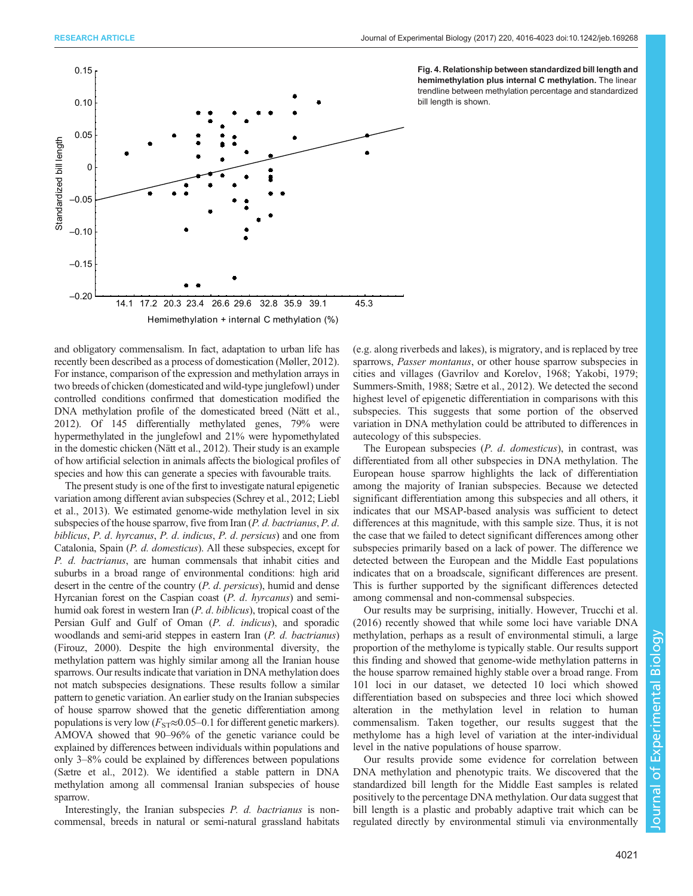**Fig. 4. Relationship between standardized bill length and hemimethylation plus internal C methylation.** The linear trendline between methylation percentage and standardized bill length is shown.

and obligatory commensalism. In fact, adaptation to urban life has recently been described as a process of domestication (Møller, 2012). For instance, comparison of the expression and methylation arrays in two breeds of chicken (domesticated and wild-type junglefowl) under controlled conditions confirmed that domestication modified the DNA methylation profile of the domesticated breed (Nätt et al., 2012). Of 145 differentially methylated genes, 79% were hypermethylated in the junglefowl and 21% were hypomethylated in the domestic chicken (Nätt et al., 2012). Their study is an example of how artificial selection in animals affects the biological profiles of species and how this can generate a species with favourable traits.

The present study is one of the first to investigate natural epigenetic variation among different avian subspecies (Schrey et al., 2012; Liebl et al., 2013). We estimated genome-wide methylation level in six subspecies of the house sparrow, five from Iran (*P. d. bactrianus*, *P. d. biblicus*, *P. d. hyrcanus*, *P. d. indicus*, *P. d. persicus*) and one from Catalonia, Spain (*P. d. domesticus*). All these subspecies, except for *P. d. bactrianus*, are human commensals that inhabit cities and suburbs in a broad range of environmental conditions: high arid desert in the centre of the country (*P. d. persicus*), humid and dense Hyrcanian forest on the Caspian coast (*P. d. hyrcanus*) and semi-humid oak forest in western Iran (*P. d. biblicus*), tropical coast of the Persian Gulf and Gulf of Oman (*P. d. indicus*), and sporadic woodlands and semi-arid steppes in eastern Iran (*P. d. bactrianus*) (Firouz, 2000). Despite the high environmental diversity, the methylation pattern was highly similar among all the Iranian house sparrows. Our results indicate that variation in DNA methylation does not match subspecies designations. These results follow a similar pattern to genetic variation. An earlier study on the Iranian subspecies of house sparrow showed that the genetic differentiation among populations is very low ($F_{ST}$≈0.05–0.1 for different genetic markers). AMOVA showed that 90–96% of the genetic variance could be explained by differences between individuals within populations and only 3–8% could be explained by differences between populations (Sætre et al., 2012). We identified a stable pattern in DNA methylation among all commensal Iranian subspecies of house sparrow.

Interestingly, the Iranian subspecies *P. d. bactrianus* is non-commensal, breeds in natural or semi-natural grassland habitats (e.g. along riverbeds and lakes), is migratory, and is replaced by tree sparrows, *Passer montanus*, or other house sparrow subspecies in cities and villages (Gavrilov and Korelov, 1968; Yakobi, 1979; Summers-Smith, 1988; Sætre et al., 2012). We detected the second highest level of epigenetic differentiation in comparisons with this subspecies. This suggests that some portion of the observed variation in DNA methylation could be attributed to differences in autecology of this subspecies.

The European subspecies (*P. d. domesticus*), in contrast, was differentiated from all other subspecies in DNA methylation. The European house sparrow highlights the lack of differentiation among the majority of Iranian subspecies. Because we detected significant differentiation among this subspecies and all others, it indicates that our MSAP-based analysis was sufficient to detect differences at this magnitude, with this sample size. Thus, it is not the case that we failed to detect significant differences among other subspecies primarily based on a lack of power. The difference we detected between the European and the Middle East populations indicates that on a broadscale, significant differences are present. This is further supported by the significant differences detected among commensal and non-commensal subspecies.

Our results may be surprising, initially. However, Trucchi et al. (2016) recently showed that while some loci have variable DNA methylation, perhaps as a result of environmental stimuli, a large proportion of the methylome is typically stable. Our results support this finding and showed that genome-wide methylation patterns in the house sparrow remained highly stable over a broad range. From 101 loci in our dataset, we detected 10 loci which showed differentiation based on subspecies and three loci which showed alteration in the methylation level in relation to human commensalism. Taken together, our results suggest that the methylome has a high level of variation at the inter-individual level in the native populations of house sparrow.

Our results provide some evidence for correlation between DNA methylation and phenotypic traits. We discovered that the standardized bill length for the Middle East samples is related positively to the percentage DNA methylation. Our data suggest that bill length is a plastic and probably adaptive trait which can be regulated directly by environmental stimuli via environmentally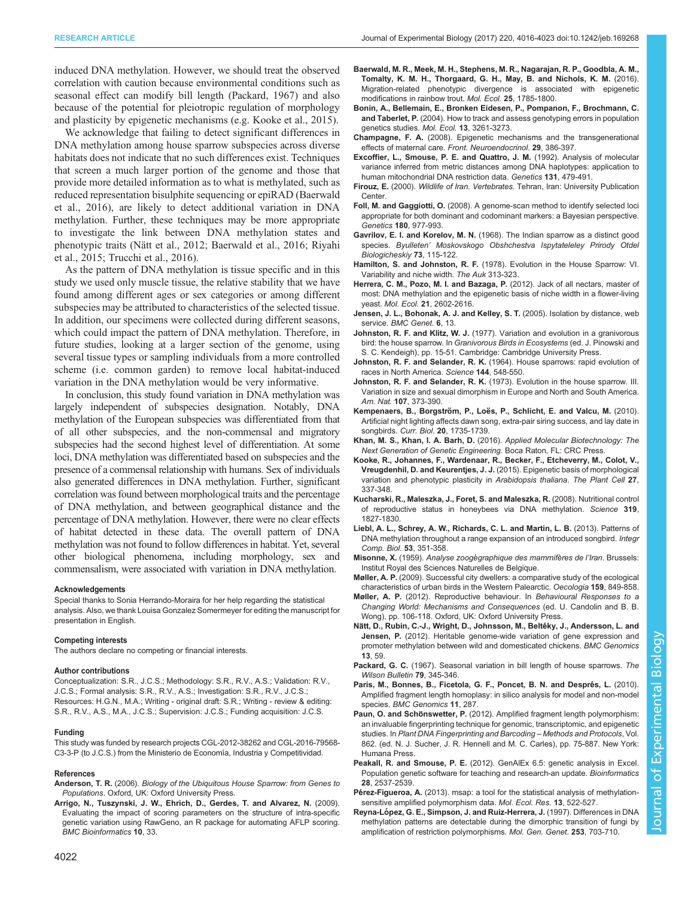induced DNA methylation. However, we should treat the observed correlation with caution because environmental conditions such as seasonal effect can modify bill length (Packard, 1967) and also because of the potential for pleiotropic regulation of morphology and plasticity by epigenetic mechanisms (e.g. Kooke et al., 2015).

We acknowledge that failing to detect significant differences in DNA methylation among house sparrow subspecies across diverse habitats does not indicate that no such differences exist. Techniques that screen a much larger portion of the genome and those that provide more detailed information as to what is methylated, such as reduced representation bisulphite sequencing or epiRAD (Baerwald et al., 2016), are likely to detect additional variation in DNA methylation. Further, these techniques may be more appropriate to investigate the link between DNA methylation states and phenotypic traits (Nätt et al., 2012; Baerwald et al., 2016; Riyahi et al., 2015; Trucchi et al., 2016).

As the pattern of DNA methylation is tissue specific and in this study we used only muscle tissue, the relative stability that we have found among different ages or sex categories or among different subspecies may be attributed to characteristics of the selected tissue. In addition, our specimens were collected during different seasons, which could impact the pattern of DNA methylation. Therefore, in future studies, looking at a larger section of the genome, using several tissue types or sampling individuals from a more controlled scheme (i.e. common garden) to remove local habitat-induced variation in the DNA methylation would be very informative.

In conclusion, this study found variation in DNA methylation was largely independent of subspecies designation. Notably, DNA methylation of the European subspecies was differentiated from that of all other subspecies, and the non-commensal and migratory subspecies had the second highest level of differentiation. At some loci, DNA methylation was differentiated based on subspecies and the presence of a commensal relationship with humans. Sex of individuals also generated differences in DNA methylation. Further, significant correlation was found between morphological traits and the percentage of DNA methylation, and between geographical distance and the percentage of DNA methylation. However, there were no clear effects of habitat detected in these data. The overall pattern of DNA methylation was not found to follow differences in habitat. Yet, several other biological phenomena, including morphology, sex and commensalism, were associated with variation in DNA methylation.

#### Acknowledgements
Special thanks to Sonia Herrando-Moraira for her help regarding the statistical analysis. Also, we thank Louisa Gonzalez Somermeyer for editing the manuscript for presentation in English.

#### Competing interests
The authors declare no competing or financial interests.

#### Author contributions
Conceptualization: S.R., J.C.S.; Methodology: S.R., R.V., A.S.; Validation: R.V., J.C.S.; Formal analysis: S.R., R.V., A.S.; Investigation: S.R., R.V., J.C.S.; Resources: H.G.N., M.A.; Writing - original draft: S.R.; Writing - review & editing: S.R., R.V., A.S., M.A., J.C.S.; Supervision: J.C.S.; Funding acquisition: J.C.S.

#### Funding
This study was funded by research projects CGL-2012-38262 and CGL-2016-79568-C3-3-P (to J.C.S.) from the Ministerio de Economía, Industria y Competitividad.

#### References
**Anderson, T. R.** (2006). *Biology of the Ubiquitous House Sparrow: from Genes to Populations*. Oxford, UK: Oxford University Press.

**Arrigo, N., Tuszynski, J. W., Ehrich, D., Gerdes, T. and Alvarez, N.** (2009). Evaluating the impact of scoring parameters on the structure of intra-specific genetic variation using RawGeno, an R package for automating AFLP scoring. *BMC Bioinformatics* **10**, 33.

**Baerwald, M. R., Meek, M. H., Stephens, M. R., Nagarajan, R. P., Goodbla, A. M., Tomalty, K. M. H., Thorgaard, G. H., May, B. and Nichols, K. M.** (2016). Migration-related phenotypic divergence is associated with epigenetic modifications in rainbow trout. *Mol. Ecol.* **25**, 1785-1800.

**Bonin, A., Bellemain, E., Bronken Eidesen, P., Pompanon, F., Brochmann, C. and Taberlet, P.** (2004). How to track and assess genotyping errors in population genetics studies. *Mol. Ecol.* **13**, 3261-3273.

**Champagne, F. A.** (2008). Epigenetic mechanisms and the transgenerational effects of maternal care. *Front. Neuroendocrinol.* **29**, 386-397.

**Excoffier, L., Smouse, P. E. and Quattro, J. M.** (1992). Analysis of molecular variance inferred from metric distances among DNA haplotypes: application to human mitochondrial DNA restriction data. *Genetics* **131**, 479-491.

**Firouz, E.** (2000). *Wildlife of Iran. Vertebrates*. Tehran, Iran: University Publication Center.

**Foll, M. and Gaggiotti, O.** (2008). A genome-scan method to identify selected loci appropriate for both dominant and codominant markers: a Bayesian perspective. *Genetics* **180**, 977-993.

**Gavrilov, E. I. and Korelov, M. N.** (1968). The Indian sparrow as a distinct good species. *Byulleten' Moskovskogo Obshchestva Ispytateleley Prirody Otdel Biologicheskiy* **73**, 115-122.

**Hamilton, S. and Johnston, R. F.** (1978). Evolution in the House Sparrow: VI. Variability and niche width. *The Auk* 313-323.

**Herrera, C. M., Pozo, M. I. and Bazaga, P.** (2012). Jack of all nectars, master of most: DNA methylation and the epigenetic basis of niche width in a flower-living yeast. *Mol. Ecol.* **21**, 2602-2616.

**Jensen, J. L., Bohonak, A. J. and Kelley, S. T.** (2005). Isolation by distance, web service. *BMC Genet.* **6**, 13.

**Johnston, R. F. and Klitz, W. J.** (1977). Variation and evolution in a granivorous bird: the house sparrow. In *Granivorous Birds in Ecosystems* (ed. J. Pinowski and S. C. Kendeigh), pp. 15-51. Cambridge: Cambridge University Press.

**Johnston, R. F. and Selander, R. K.** (1964). House sparrows: rapid evolution of races in North America. *Science* **144**, 548-550.

**Johnston, R. F. and Selander, R. K.** (1973). Evolution in the house sparrow. III. Variation in size and sexual dimorphism in Europe and North and South America. *Am. Nat.* **107**, 373-390.

**Kempenaers, B., Borgström, P., Loës, P., Schlicht, E. and Valcu, M.** (2010). Artificial night lighting affects dawn song, extra-pair siring success, and lay date in songbirds. *Curr. Biol.* **20**, 1735-1739.

**Khan, M. S., Khan, I. A. Barh, D.** (2016). *Applied Molecular Biotechnology: The Next Generation of Genetic Engineering*. Boca Raton, FL: CRC Press.

**Kooke, R., Johannes, F., Wardenaar, R., Becker, F., Etcheverry, M., Colot, V., Vreugdenhil, D. and Keurentjes, J. J.** (2015). Epigenetic basis of morphological variation and phenotypic plasticity in *Arabidopsis thaliana*. *The Plant Cell* **27**, 337-348.

**Kucharski, R., Maleszka, J., Foret, S. and Maleszka, R.** (2008). Nutritional control of reproductive status in honeybees via DNA methylation. *Science* **319**, 1827-1830.

**Liebl, A. L., Schrey, A. W., Richards, C. L. and Martin, L. B.** (2013). Patterns of DNA methylation throughout a range expansion of an introduced songbird. *Integr Comp. Biol.* **53**, 351-358.

**Misonne, X.** (1959). *Analyse zoogéographique des mammifères de l'Iran*. Brussels: Institut Royal des Sciences Naturelles de Belgique.

**Møller, A. P.** (2009). Successful city dwellers: a comparative study of the ecological characteristics of urban birds in the Western Palearctic. *Oecologia* **159**, 849-858.

**Møller, A. P.** (2012). Reproductive behaviour. In *Behavioural Responses to a Changing World: Mechanisms and Consequences* (ed. U. Candolin and B. B. Wong), pp. 106-118. Oxford, UK: Oxford University Press.

**Nätt, D., Rubin, C.-J., Wright, D., Johnsson, M., Beltéky, J., Andersson, L. and Jensen, P.** (2012). Heritable genome-wide variation of gene expression and promoter methylation between wild and domesticated chickens. *BMC Genomics* **13**, 59.

**Packard, G. C.** (1967). Seasonal variation in bill length of house sparrows. *The Wilson Bulletin* **79**, 345-346.

**Paris, M., Bonnes, B., Ficetola, G. F., Poncet, B. N. and Després, L.** (2010). Amplified fragment length homoplasy: in silico analysis for model and non-model species. *BMC Genomics* **11**, 287.

**Paun, O. and Schönswetter, P.** (2012). Amplified fragment length polymorphism: an invaluable fingerprinting technique for genomic, transcriptomic, and epigenetic studies. In *Plant DNA Fingerprinting and Barcoding – Methods and Protocols*, Vol. 862. (ed. N. J. Sucher, J. R. Hennell and M. C. Carles), pp. 75-887. New York: Humana Press.

**Peakall, R. and Smouse, P. E.** (2012). GenAlEx 6.5: genetic analysis in Excel. Population genetic software for teaching and research-an update. *Bioinformatics* **28**, 2537-2539.

**Pérez-Figueroa, A.** (2013). msap: a tool for the statistical analysis of methylation-sensitive amplified polymorphism data. *Mol. Ecol. Res.* **13**, 522-527.

**Reyna-López, G. E., Simpson, J. and Ruiz-Herrera, J.** (1997). Differences in DNA methylation patterns are detectable during the dimorphic transition of fungi by amplification of restriction polymorphisms. *Mol. Gen. Genet.* **253**, 703-710.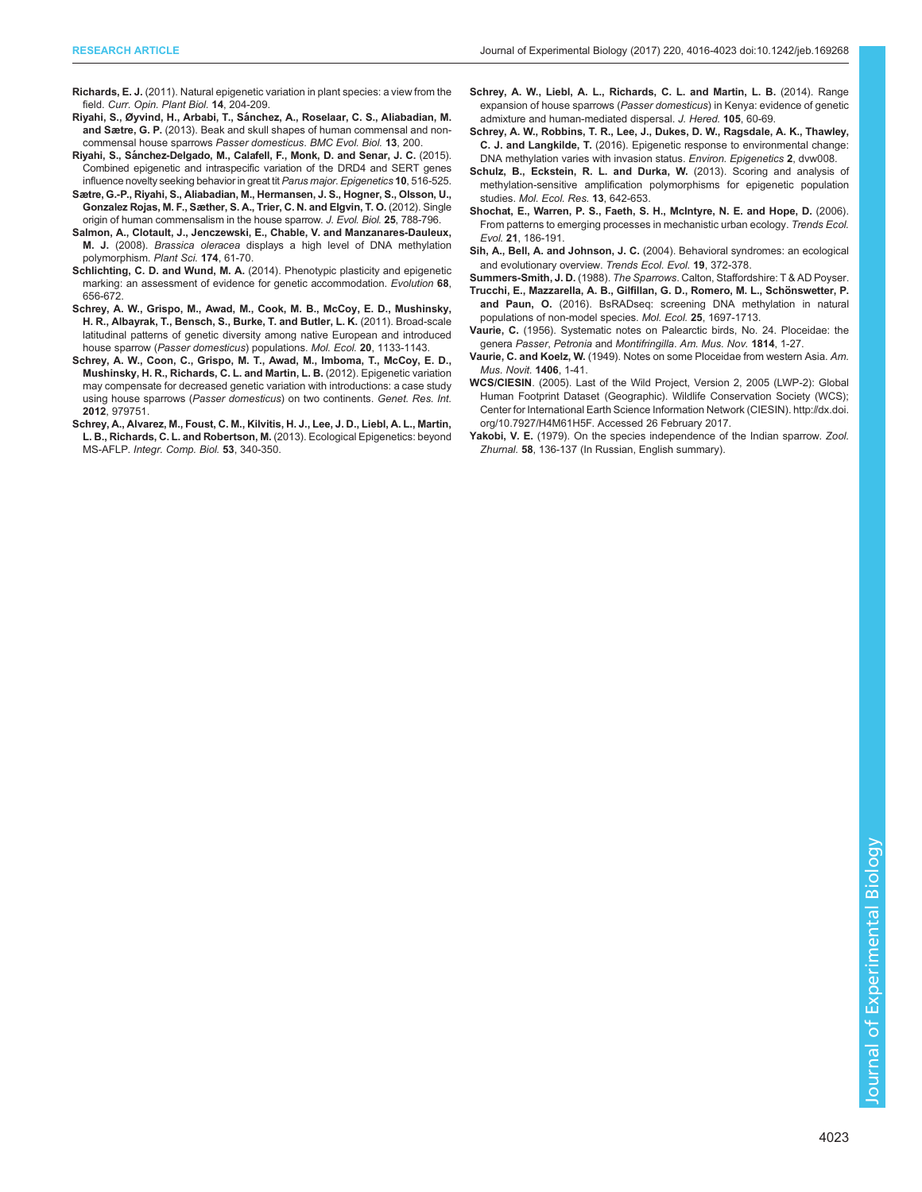**Richards, E. J.** (2011). Natural epigenetic variation in plant species: a view from the field. *Curr. Opin. Plant Biol.* **14**, 204-209.

**Riyahi, S., Øyvind, H., Arbabi, T., Sánchez, A., Roselaar, C. S., Aliabadian, M. and Sætre, G. P.** (2013). Beak and skull shapes of human commensal and non-commensal house sparrows *Passer domesticus*. *BMC Evol. Biol.* **13**, 200.

**Riyahi, S., Sánchez-Delgado, M., Calafell, F., Monk, D. and Senar, J. C.** (2015). Combined epigenetic and intraspecific variation of the DRD4 and SERT genes influence novelty seeking behavior in great tit *Parus major*. *Epigenetics* **10**, 516-525.

**Sætre, G.-P., Riyahi, S., Aliabadian, M., Hermansen, J. S., Hogner, S., Olsson, U., Gonzalez Rojas, M. F., Sæther, S. A., Trier, C. N. and Elgvin, T. O.** (2012). Single origin of human commensalism in the house sparrow. *J. Evol. Biol.* **25**, 788-796.

**Salmon, A., Clotault, J., Jenczewski, E., Chable, V. and Manzanares-Dauleux, M. J.** (2008). *Brassica oleracea* displays a high level of DNA methylation polymorphism. *Plant Sci.* **174**, 61-70.

**Schlichting, C. D. and Wund, M. A.** (2014). Phenotypic plasticity and epigenetic marking: an assessment of evidence for genetic accommodation. *Evolution* **68**, 656-672.

**Schrey, A. W., Grispo, M., Awad, M., Cook, M. B., McCoy, E. D., Mushinsky, H. R., Albayrak, T., Bensch, S., Burke, T. and Butler, L. K.** (2011). Broad-scale latitudinal patterns of genetic diversity among native European and introduced house sparrow (*Passer domesticus*) populations. *Mol. Ecol.* **20**, 1133-1143.

**Schrey, A. W., Coon, C., Grispo, M. T., Awad, M., Imboma, T., McCoy, E. D., Mushinsky, H. R., Richards, C. L. and Martin, L. B.** (2012). Epigenetic variation may compensate for decreased genetic variation with introductions: a case study using house sparrows (*Passer domesticus*) on two continents. *Genet. Res. Int.* **2012**, 979751.

**Schrey, A., Alvarez, M., Foust, C. M., Kilvitis, H. J., Lee, J. D., Liebl, A. L., Martin, L. B., Richards, C. L. and Robertson, M.** (2013). Ecological Epigenetics: beyond MS-AFLP. *Integr. Comp. Biol.* **53**, 340-350.

**Schrey, A. W., Liebl, A. L., Richards, C. L. and Martin, L. B.** (2014). Range expansion of house sparrows (*Passer domesticus*) in Kenya: evidence of genetic admixture and human-mediated dispersal. *J. Hered.* **105**, 60-69.

**Schrey, A. W., Robbins, T. R., Lee, J., Dukes, D. W., Ragsdale, A. K., Thawley, C. J. and Langkilde, T.** (2016). Epigenetic response to environmental change: DNA methylation varies with invasion status. *Environ. Epigenetics* **2**, dvw008.

**Schulz, B., Eckstein, R. L. and Durka, W.** (2013). Scoring and analysis of methylation-sensitive amplification polymorphisms for epigenetic population studies. *Mol. Ecol. Res.* **13**, 642-653.

**Shochat, E., Warren, P. S., Faeth, S. H., McIntyre, N. E. and Hope, D.** (2006). From patterns to emerging processes in mechanistic urban ecology. *Trends Ecol. Evol.* **21**, 186-191.

**Sih, A., Bell, A. and Johnson, J. C.** (2004). Behavioral syndromes: an ecological and evolutionary overview. *Trends Ecol. Evol.* **19**, 372-378.

**Summers-Smith, J. D.** (1988). *The Sparrows*. Calton, Staffordshire: T & AD Poyser.

**Trucchi, E., Mazzarella, A. B., Gilfillan, G. D., Romero, M. L., Schönswetter, P. and Paun, O.** (2016). BsRADseq: screening DNA methylation in natural populations of non-model species. *Mol. Ecol.* **25**, 1697-1713.

**Vaurie, C.** (1956). Systematic notes on Palearctic birds, No. 24. Ploceidae: the genera *Passer*, *Petronia* and *Montifringilla*. *Am. Mus. Nov.* **1814**, 1-27.

**Vaurie, C. and Koelz, W.** (1949). Notes on some Ploceidae from western Asia. *Am. Mus. Novit.* **1406**, 1-41.

**WCS/CIESIN**. (2005). Last of the Wild Project, Version 2, 2005 (LWP-2): Global Human Footprint Dataset (Geographic). Wildlife Conservation Society (WCS); Center for International Earth Science Information Network (CIESIN). http://dx.doi.org/10.7927/H4M61H5F. Accessed 26 February 2017.

**Yakobi, V. E.** (1979). On the species independence of the Indian sparrow. *Zool. Zhurnal.* **58**, 136-137 (In Russian, English summary).